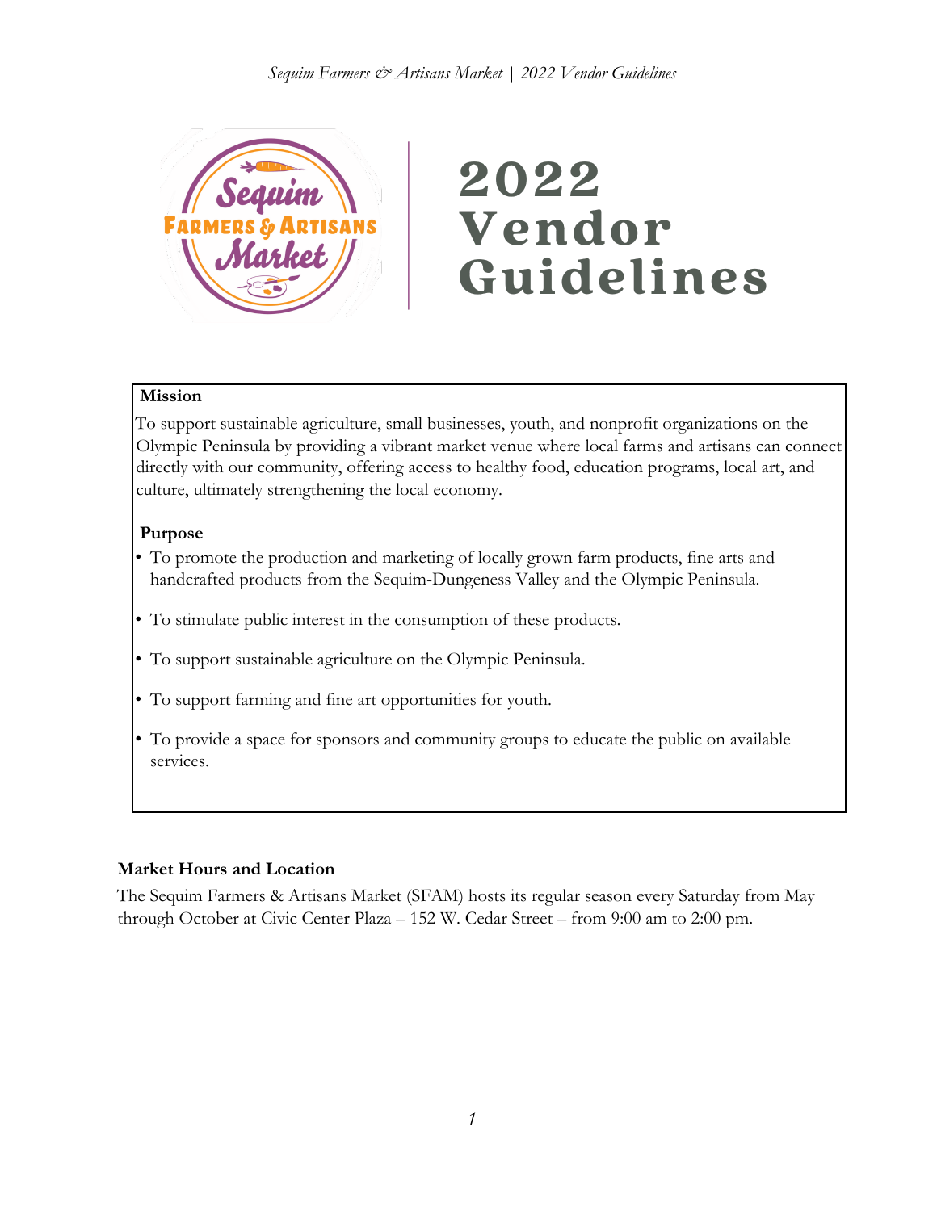# 2022 Vendor Guidelines

**Mission**

To support sustainable agriculture, small businesses, youth, and nonprofit organizations on the Olympic Peninsula by providing a vibrant market venue where local farms and artisans can connect directly with our community, offering access to healthy food, education programs, local art, and culture, ultimately strengthening the local economy.

**Purpose**

- To promote the production and marketing of locally grown farm products, fine arts and handcrafted products from the Sequim-Dungeness Valley and the Olympic Peninsula.
- To stimulate public interest in the consumption of these products.
- To support sustainable agriculture on the Olympic Peninsula.
- To support farming and fine art opportunities for youth.
- To provide a space for sponsors and community groups to educate the public on available services.

**Market Hours and Location**

The Sequim Farmers & Artisans Market (SFAM) hosts its regular season every Saturday from May through October at Civic Center Plaza – 152 W. Cedar Street – from 9:00 am to 2:00 pm.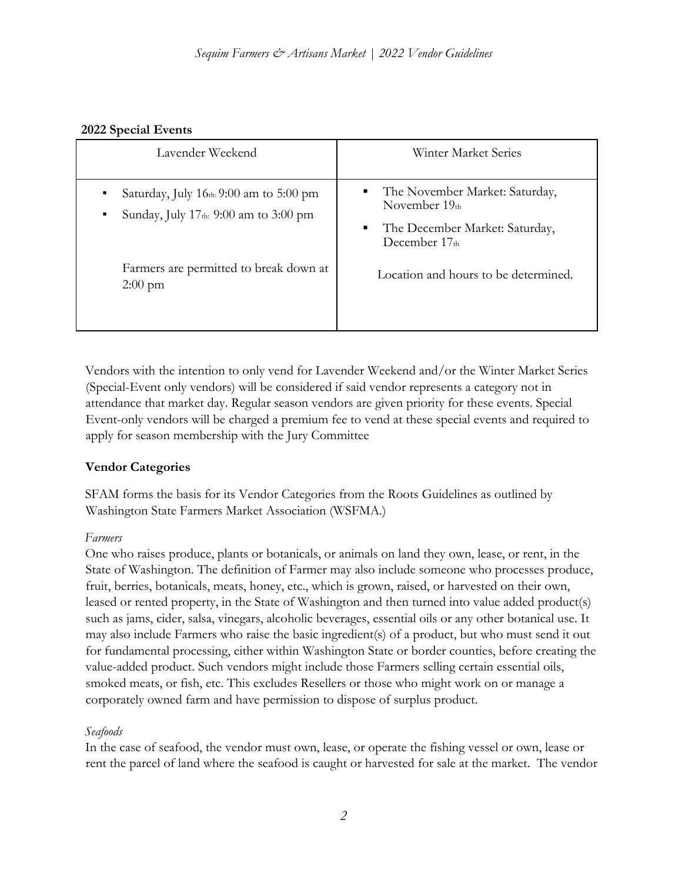**2022 Special Events**

| Lavender Weekend | Winter Market Series |
|---|---|
| ▪ Saturday, July 16th: 9:00 am to 5:00 pm<br>▪ Sunday, July 17th: 9:00 am to 3:00 pm<br><br>Farmers are permitted to break down at 2:00 pm | ▪ The November Market: Saturday, November 19th<br>▪ The December Market: Saturday, December 17th<br><br>Location and hours to be determined. |

Vendors with the intention to only vend for Lavender Weekend and/or the Winter Market Series (Special-Event only vendors) will be considered if said vendor represents a category not in attendance that market day. Regular season vendors are given priority for these events. Special Event-only vendors will be charged a premium fee to vend at these special events and required to apply for season membership with the Jury Committee

**Vendor Categories**

SFAM forms the basis for its Vendor Categories from the Roots Guidelines as outlined by Washington State Farmers Market Association (WSFMA.)

*Farmers*

One who raises produce, plants or botanicals, or animals on land they own, lease, or rent, in the State of Washington. The definition of Farmer may also include someone who processes produce, fruit, berries, botanicals, meats, honey, etc., which is grown, raised, or harvested on their own, leased or rented property, in the State of Washington and then turned into value added product(s) such as jams, cider, salsa, vinegars, alcoholic beverages, essential oils or any other botanical use. It may also include Farmers who raise the basic ingredient(s) of a product, but who must send it out for fundamental processing, either within Washington State or border counties, before creating the value-added product. Such vendors might include those Farmers selling certain essential oils, smoked meats, or fish, etc. This excludes Resellers or those who might work on or manage a corporately owned farm and have permission to dispose of surplus product.

*Seafoods*

In the case of seafood, the vendor must own, lease, or operate the fishing vessel or own, lease or rent the parcel of land where the seafood is caught or harvested for sale at the market. The vendor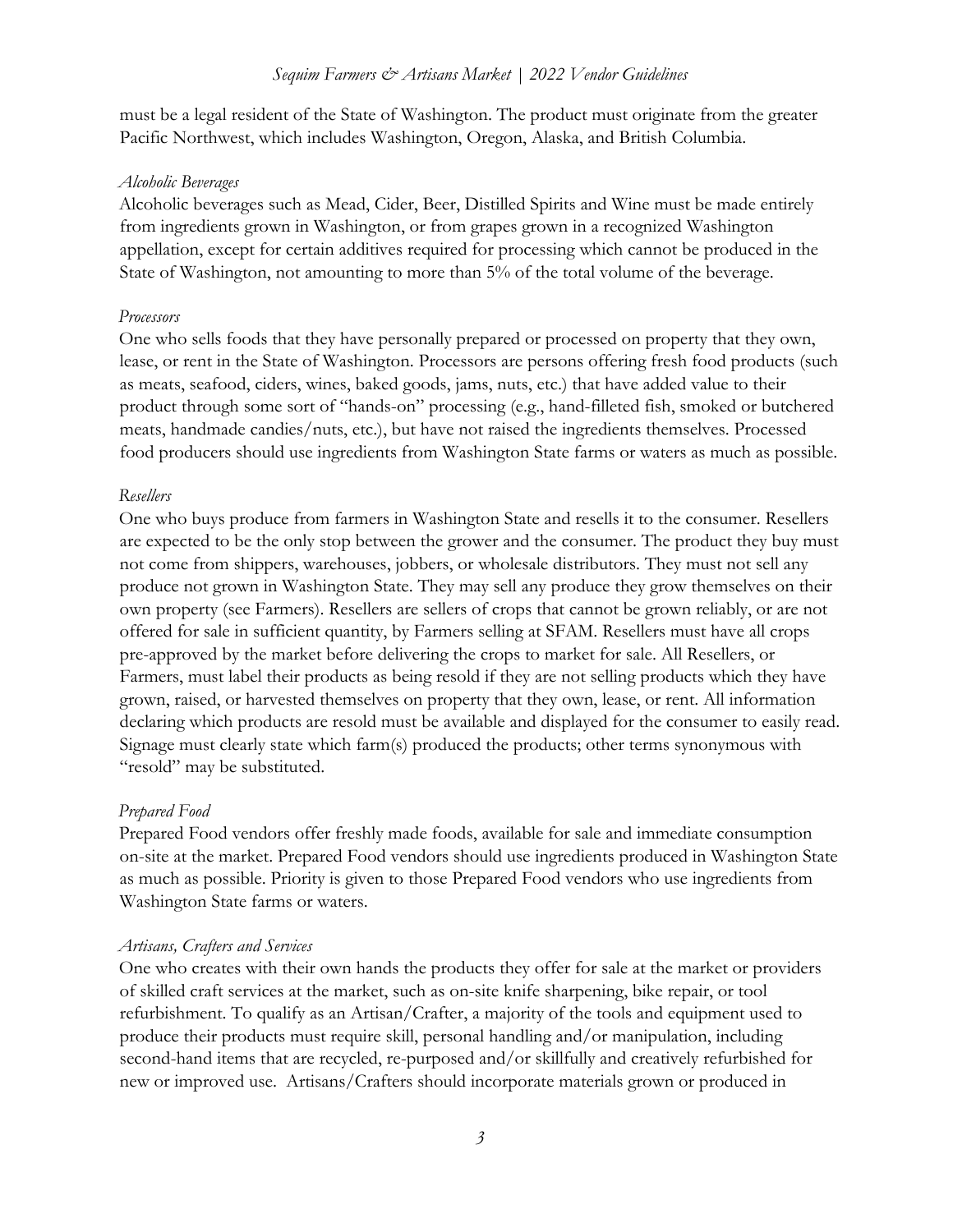must be a legal resident of the State of Washington. The product must originate from the greater Pacific Northwest, which includes Washington, Oregon, Alaska, and British Columbia.

*Alcoholic Beverages*

Alcoholic beverages such as Mead, Cider, Beer, Distilled Spirits and Wine must be made entirely from ingredients grown in Washington, or from grapes grown in a recognized Washington appellation, except for certain additives required for processing which cannot be produced in the State of Washington, not amounting to more than 5% of the total volume of the beverage.

*Processors*

One who sells foods that they have personally prepared or processed on property that they own, lease, or rent in the State of Washington. Processors are persons offering fresh food products (such as meats, seafood, ciders, wines, baked goods, jams, nuts, etc.) that have added value to their product through some sort of "hands-on" processing (e.g., hand-filleted fish, smoked or butchered meats, handmade candies/nuts, etc.), but have not raised the ingredients themselves. Processed food producers should use ingredients from Washington State farms or waters as much as possible.

*Resellers*

One who buys produce from farmers in Washington State and resells it to the consumer. Resellers are expected to be the only stop between the grower and the consumer. The product they buy must not come from shippers, warehouses, jobbers, or wholesale distributors. They must not sell any produce not grown in Washington State. They may sell any produce they grow themselves on their own property (see Farmers). Resellers are sellers of crops that cannot be grown reliably, or are not offered for sale in sufficient quantity, by Farmers selling at SFAM. Resellers must have all crops pre-approved by the market before delivering the crops to market for sale. All Resellers, or Farmers, must label their products as being resold if they are not selling products which they have grown, raised, or harvested themselves on property that they own, lease, or rent. All information declaring which products are resold must be available and displayed for the consumer to easily read. Signage must clearly state which farm(s) produced the products; other terms synonymous with "resold" may be substituted.

*Prepared Food*

Prepared Food vendors offer freshly made foods, available for sale and immediate consumption on-site at the market. Prepared Food vendors should use ingredients produced in Washington State as much as possible. Priority is given to those Prepared Food vendors who use ingredients from Washington State farms or waters.

*Artisans, Crafters and Services*

One who creates with their own hands the products they offer for sale at the market or providers of skilled craft services at the market, such as on-site knife sharpening, bike repair, or tool refurbishment. To qualify as an Artisan/Crafter, a majority of the tools and equipment used to produce their products must require skill, personal handling and/or manipulation, including second-hand items that are recycled, re-purposed and/or skillfully and creatively refurbished for new or improved use. Artisans/Crafters should incorporate materials grown or produced in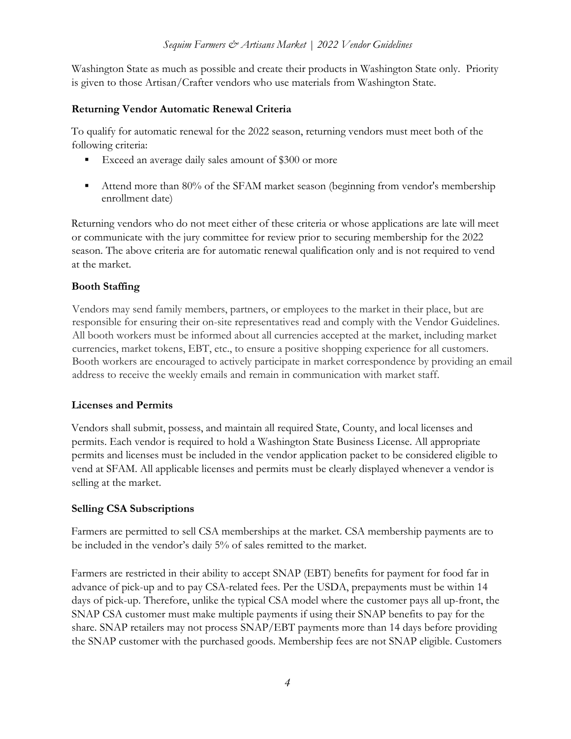Washington State as much as possible and create their products in Washington State only. Priority is given to those Artisan/Crafter vendors who use materials from Washington State.

### Returning Vendor Automatic Renewal Criteria

To qualify for automatic renewal for the 2022 season, returning vendors must meet both of the following criteria:

- Exceed an average daily sales amount of $300 or more
- Attend more than 80% of the SFAM market season (beginning from vendor's membership enrollment date)

Returning vendors who do not meet either of these criteria or whose applications are late will meet or communicate with the jury committee for review prior to securing membership for the 2022 season. The above criteria are for automatic renewal qualification only and is not required to vend at the market.

### Booth Staffing

Vendors may send family members, partners, or employees to the market in their place, but are responsible for ensuring their on-site representatives read and comply with the Vendor Guidelines. All booth workers must be informed about all currencies accepted at the market, including market currencies, market tokens, EBT, etc., to ensure a positive shopping experience for all customers. Booth workers are encouraged to actively participate in market correspondence by providing an email address to receive the weekly emails and remain in communication with market staff.

### Licenses and Permits

Vendors shall submit, possess, and maintain all required State, County, and local licenses and permits. Each vendor is required to hold a Washington State Business License. All appropriate permits and licenses must be included in the vendor application packet to be considered eligible to vend at SFAM. All applicable licenses and permits must be clearly displayed whenever a vendor is selling at the market.

### Selling CSA Subscriptions

Farmers are permitted to sell CSA memberships at the market. CSA membership payments are to be included in the vendor's daily 5% of sales remitted to the market.

Farmers are restricted in their ability to accept SNAP (EBT) benefits for payment for food far in advance of pick-up and to pay CSA-related fees. Per the USDA, prepayments must be within 14 days of pick-up. Therefore, unlike the typical CSA model where the customer pays all up-front, the SNAP CSA customer must make multiple payments if using their SNAP benefits to pay for the share. SNAP retailers may not process SNAP/EBT payments more than 14 days before providing the SNAP customer with the purchased goods. Membership fees are not SNAP eligible. Customers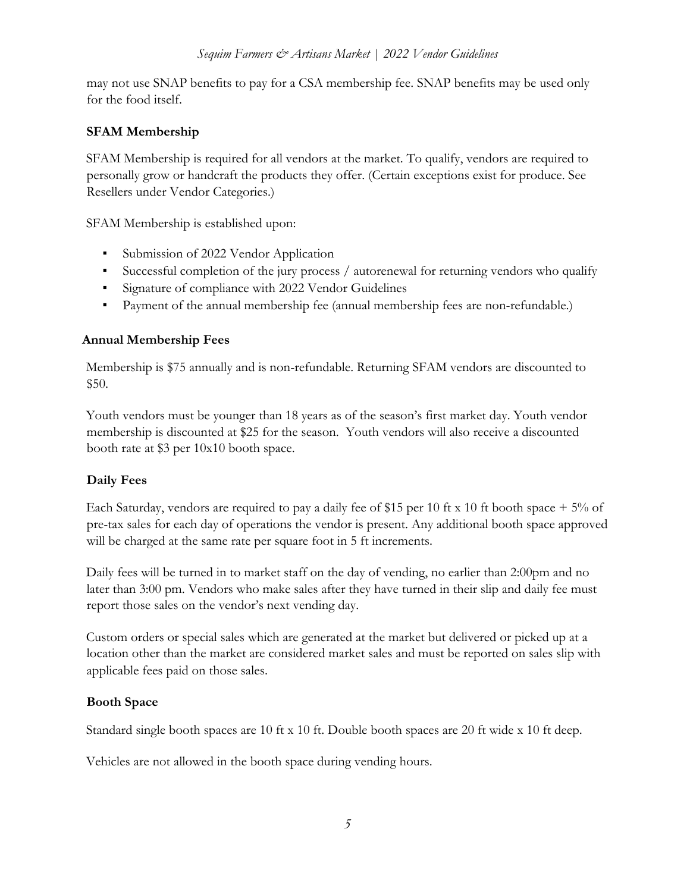may not use SNAP benefits to pay for a CSA membership fee. SNAP benefits may be used only for the food itself.

### SFAM Membership

SFAM Membership is required for all vendors at the market. To qualify, vendors are required to personally grow or handcraft the products they offer. (Certain exceptions exist for produce. See Resellers under Vendor Categories.)

SFAM Membership is established upon:

- Submission of 2022 Vendor Application
- Successful completion of the jury process / autorenewal for returning vendors who qualify
- Signature of compliance with 2022 Vendor Guidelines
- Payment of the annual membership fee (annual membership fees are non-refundable.)

### Annual Membership Fees

Membership is $75 annually and is non-refundable. Returning SFAM vendors are discounted to $50.

Youth vendors must be younger than 18 years as of the season's first market day. Youth vendor membership is discounted at $25 for the season. Youth vendors will also receive a discounted booth rate at $3 per 10x10 booth space.

### Daily Fees

Each Saturday, vendors are required to pay a daily fee of $15 per 10 ft x 10 ft booth space + 5% of pre-tax sales for each day of operations the vendor is present. Any additional booth space approved will be charged at the same rate per square foot in 5 ft increments.

Daily fees will be turned in to market staff on the day of vending, no earlier than 2:00pm and no later than 3:00 pm. Vendors who make sales after they have turned in their slip and daily fee must report those sales on the vendor's next vending day.

Custom orders or special sales which are generated at the market but delivered or picked up at a location other than the market are considered market sales and must be reported on sales slip with applicable fees paid on those sales.

### Booth Space

Standard single booth spaces are 10 ft x 10 ft. Double booth spaces are 20 ft wide x 10 ft deep.

Vehicles are not allowed in the booth space during vending hours.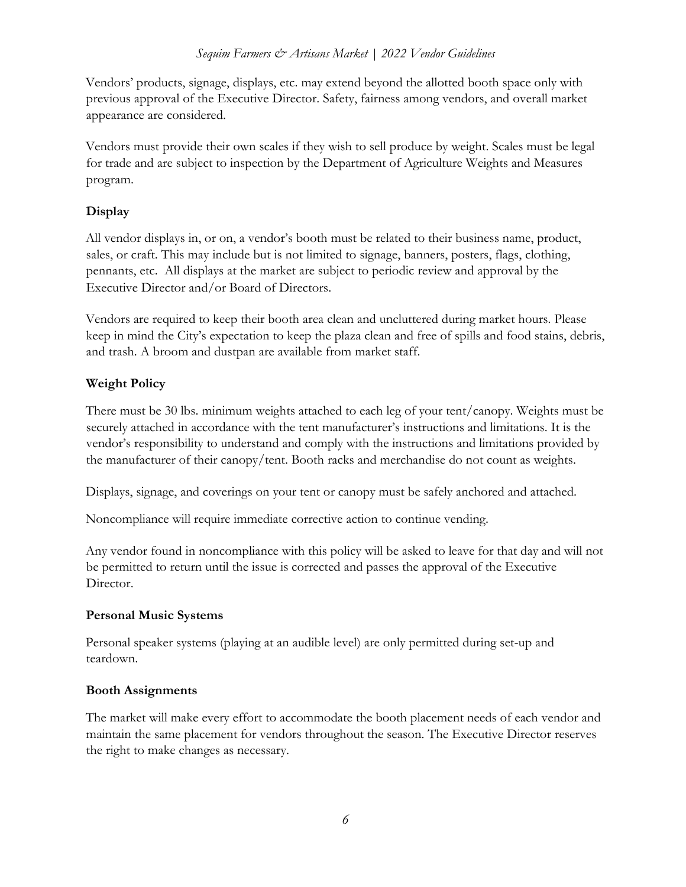Vendors' products, signage, displays, etc. may extend beyond the allotted booth space only with previous approval of the Executive Director. Safety, fairness among vendors, and overall market appearance are considered.

Vendors must provide their own scales if they wish to sell produce by weight. Scales must be legal for trade and are subject to inspection by the Department of Agriculture Weights and Measures program.

### Display

All vendor displays in, or on, a vendor's booth must be related to their business name, product, sales, or craft. This may include but is not limited to signage, banners, posters, flags, clothing, pennants, etc. All displays at the market are subject to periodic review and approval by the Executive Director and/or Board of Directors.

Vendors are required to keep their booth area clean and uncluttered during market hours. Please keep in mind the City's expectation to keep the plaza clean and free of spills and food stains, debris, and trash. A broom and dustpan are available from market staff.

### Weight Policy

There must be 30 lbs. minimum weights attached to each leg of your tent/canopy. Weights must be securely attached in accordance with the tent manufacturer's instructions and limitations. It is the vendor's responsibility to understand and comply with the instructions and limitations provided by the manufacturer of their canopy/tent. Booth racks and merchandise do not count as weights.

Displays, signage, and coverings on your tent or canopy must be safely anchored and attached.

Noncompliance will require immediate corrective action to continue vending.

Any vendor found in noncompliance with this policy will be asked to leave for that day and will not be permitted to return until the issue is corrected and passes the approval of the Executive Director.

### Personal Music Systems

Personal speaker systems (playing at an audible level) are only permitted during set-up and teardown.

### Booth Assignments

The market will make every effort to accommodate the booth placement needs of each vendor and maintain the same placement for vendors throughout the season. The Executive Director reserves the right to make changes as necessary.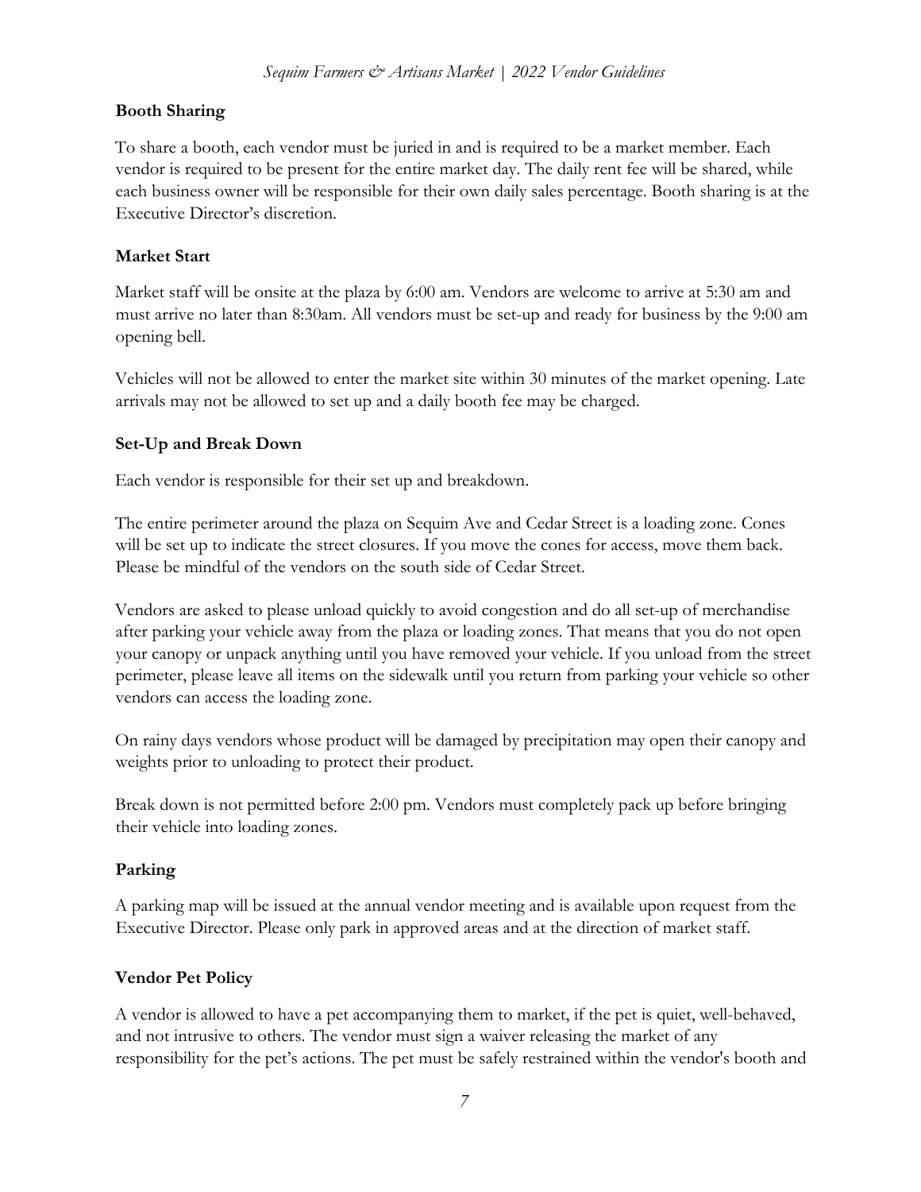**Booth Sharing**

To share a booth, each vendor must be juried in and is required to be a market member. Each vendor is required to be present for the entire market day. The daily rent fee will be shared, while each business owner will be responsible for their own daily sales percentage. Booth sharing is at the Executive Director's discretion.

**Market Start**

Market staff will be onsite at the plaza by 6:00 am. Vendors are welcome to arrive at 5:30 am and must arrive no later than 8:30am. All vendors must be set-up and ready for business by the 9:00 am opening bell.

Vehicles will not be allowed to enter the market site within 30 minutes of the market opening. Late arrivals may not be allowed to set up and a daily booth fee may be charged.

**Set-Up and Break Down**

Each vendor is responsible for their set up and breakdown.

The entire perimeter around the plaza on Sequim Ave and Cedar Street is a loading zone. Cones will be set up to indicate the street closures. If you move the cones for access, move them back. Please be mindful of the vendors on the south side of Cedar Street.

Vendors are asked to please unload quickly to avoid congestion and do all set-up of merchandise after parking your vehicle away from the plaza or loading zones. That means that you do not open your canopy or unpack anything until you have removed your vehicle. If you unload from the street perimeter, please leave all items on the sidewalk until you return from parking your vehicle so other vendors can access the loading zone.

On rainy days vendors whose product will be damaged by precipitation may open their canopy and weights prior to unloading to protect their product.

Break down is not permitted before 2:00 pm. Vendors must completely pack up before bringing their vehicle into loading zones.

**Parking**

A parking map will be issued at the annual vendor meeting and is available upon request from the Executive Director. Please only park in approved areas and at the direction of market staff.

**Vendor Pet Policy**

A vendor is allowed to have a pet accompanying them to market, if the pet is quiet, well-behaved, and not intrusive to others. The vendor must sign a waiver releasing the market of any responsibility for the pet's actions. The pet must be safely restrained within the vendor's booth and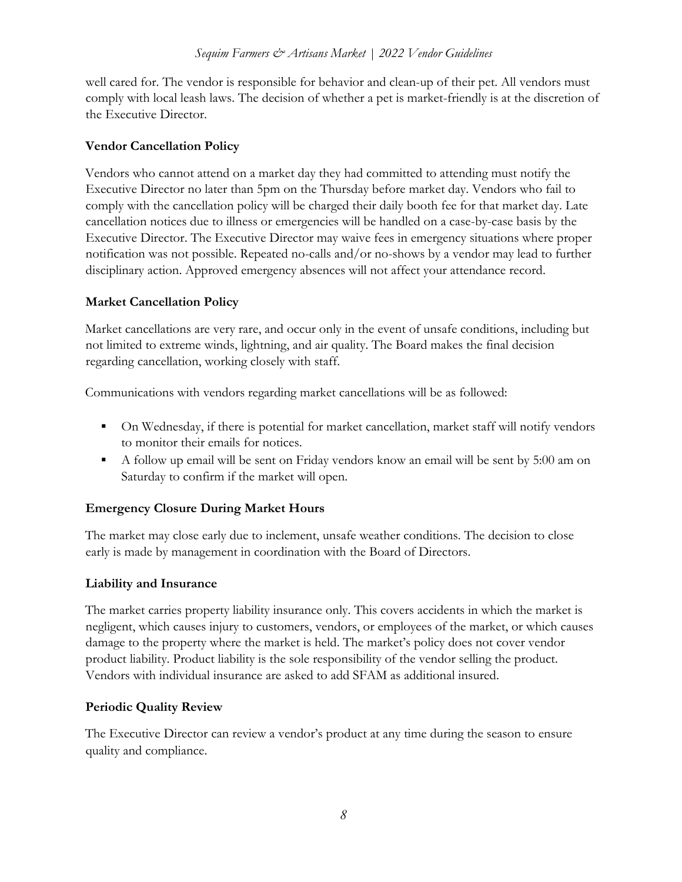well cared for. The vendor is responsible for behavior and clean-up of their pet. All vendors must comply with local leash laws. The decision of whether a pet is market-friendly is at the discretion of the Executive Director.

**Vendor Cancellation Policy**

Vendors who cannot attend on a market day they had committed to attending must notify the Executive Director no later than 5pm on the Thursday before market day. Vendors who fail to comply with the cancellation policy will be charged their daily booth fee for that market day. Late cancellation notices due to illness or emergencies will be handled on a case-by-case basis by the Executive Director. The Executive Director may waive fees in emergency situations where proper notification was not possible. Repeated no-calls and/or no-shows by a vendor may lead to further disciplinary action. Approved emergency absences will not affect your attendance record.

**Market Cancellation Policy**

Market cancellations are very rare, and occur only in the event of unsafe conditions, including but not limited to extreme winds, lightning, and air quality. The Board makes the final decision regarding cancellation, working closely with staff.

Communications with vendors regarding market cancellations will be as followed:

- On Wednesday, if there is potential for market cancellation, market staff will notify vendors to monitor their emails for notices.
- A follow up email will be sent on Friday vendors know an email will be sent by 5:00 am on Saturday to confirm if the market will open.

**Emergency Closure During Market Hours**

The market may close early due to inclement, unsafe weather conditions. The decision to close early is made by management in coordination with the Board of Directors.

**Liability and Insurance**

The market carries property liability insurance only. This covers accidents in which the market is negligent, which causes injury to customers, vendors, or employees of the market, or which causes damage to the property where the market is held. The market's policy does not cover vendor product liability. Product liability is the sole responsibility of the vendor selling the product. Vendors with individual insurance are asked to add SFAM as additional insured.

**Periodic Quality Review**

The Executive Director can review a vendor's product at any time during the season to ensure quality and compliance.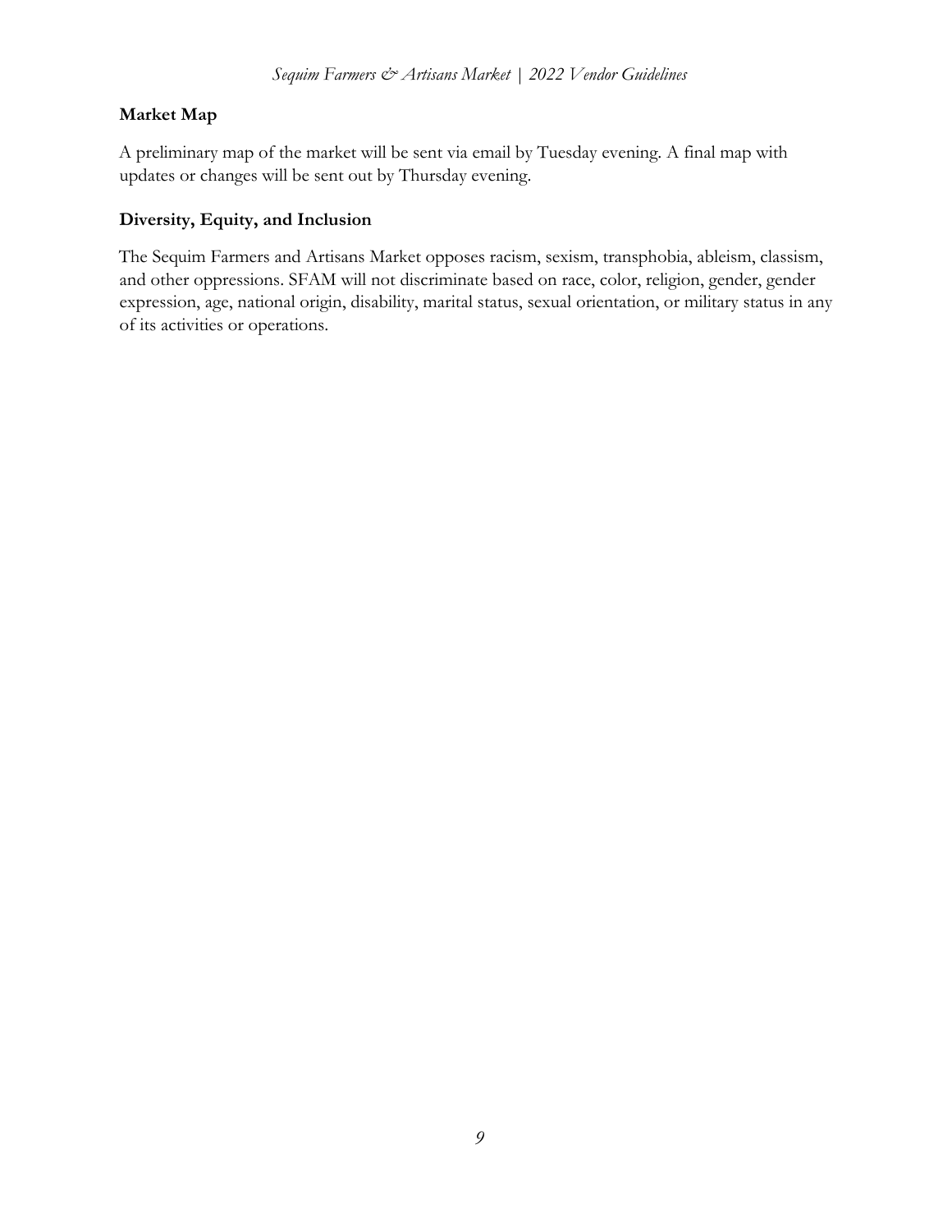### Market Map

A preliminary map of the market will be sent via email by Tuesday evening. A final map with updates or changes will be sent out by Thursday evening.

### Diversity, Equity, and Inclusion

The Sequim Farmers and Artisans Market opposes racism, sexism, transphobia, ableism, classism, and other oppressions. SFAM will not discriminate based on race, color, religion, gender, gender expression, age, national origin, disability, marital status, sexual orientation, or military status in any of its activities or operations.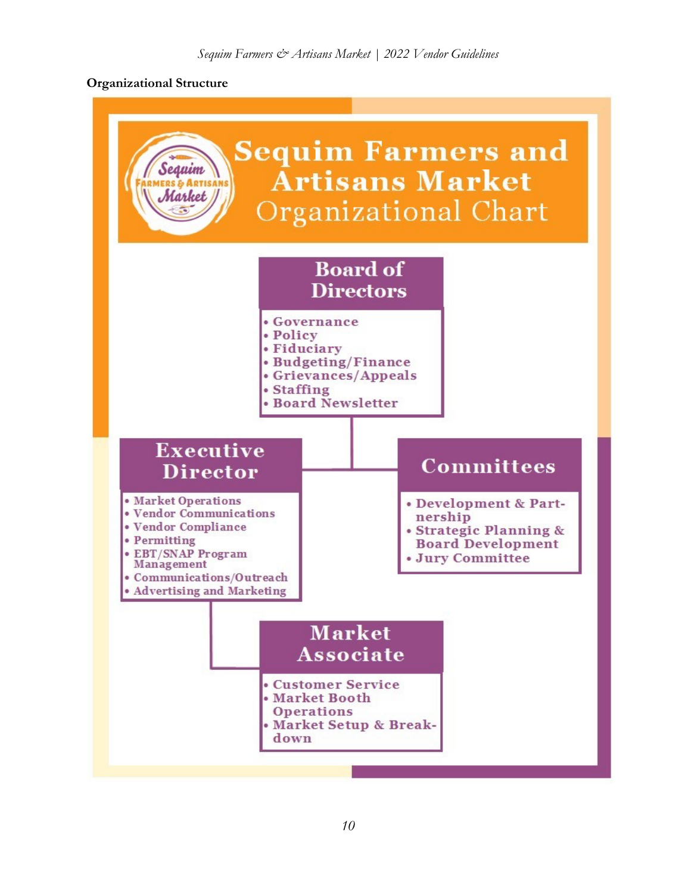**Organizational Structure**

# Sequim Farmers and Artisans Market Organizational Chart

## Board of Directors

- Governance
- Policy
- Fiduciary
- Budgeting/Finance
- Grievances/Appeals
- Staffing
- Board Newsletter

## Executive Director

- Market Operations
- Vendor Communications
- Vendor Compliance
- Permitting
- EBT/SNAP Program Management
- Communications/Outreach
- Advertising and Marketing

## Committees

- Development & Partnership
- Strategic Planning & Board Development
- Jury Committee

## Market Associate

- Customer Service
- Market Booth Operations
- Market Setup & Breakdown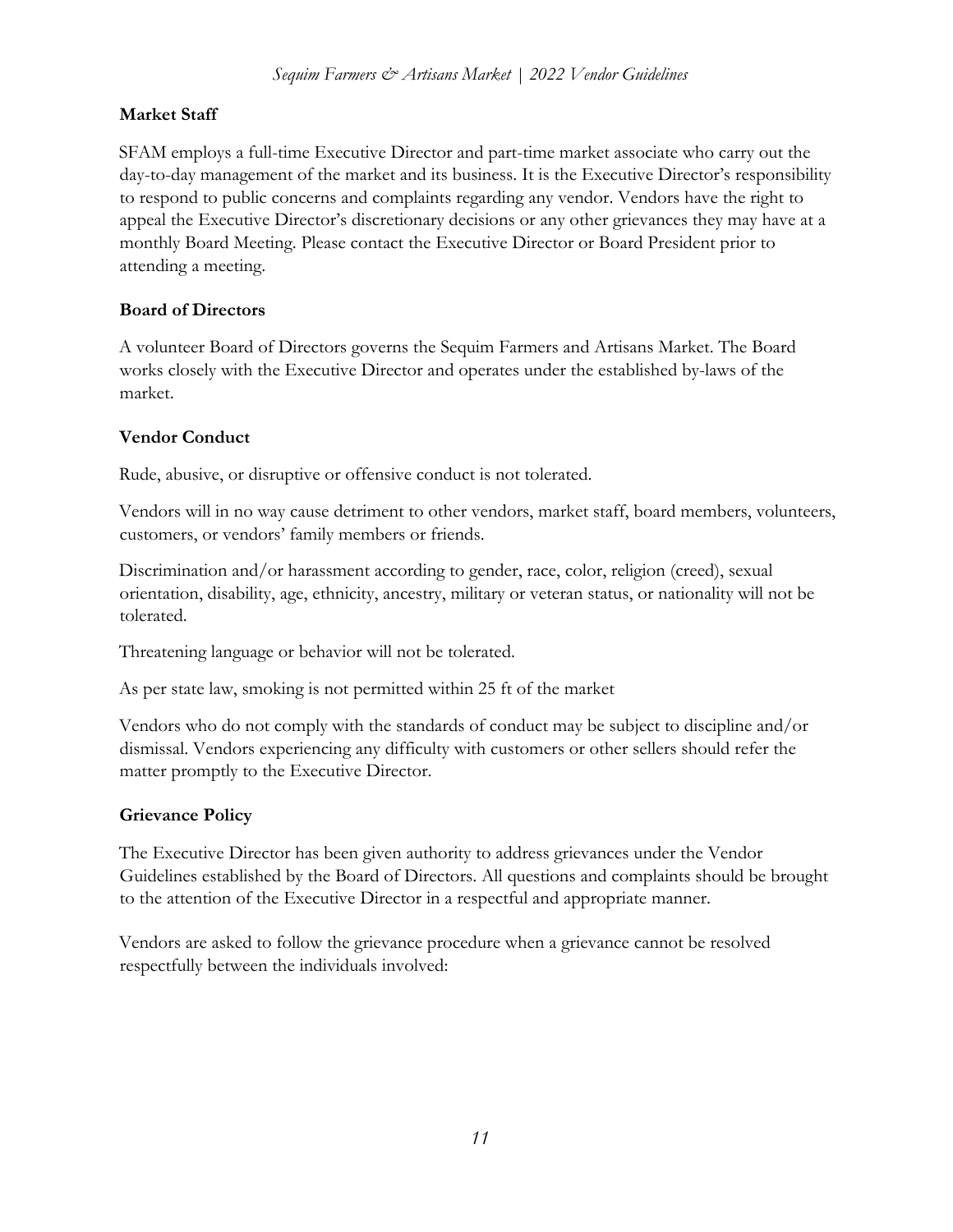## Market Staff

SFAM employs a full-time Executive Director and part-time market associate who carry out the day-to-day management of the market and its business. It is the Executive Director's responsibility to respond to public concerns and complaints regarding any vendor. Vendors have the right to appeal the Executive Director's discretionary decisions or any other grievances they may have at a monthly Board Meeting. Please contact the Executive Director or Board President prior to attending a meeting.

## Board of Directors

A volunteer Board of Directors governs the Sequim Farmers and Artisans Market. The Board works closely with the Executive Director and operates under the established by-laws of the market.

## Vendor Conduct

Rude, abusive, or disruptive or offensive conduct is not tolerated.

Vendors will in no way cause detriment to other vendors, market staff, board members, volunteers, customers, or vendors' family members or friends.

Discrimination and/or harassment according to gender, race, color, religion (creed), sexual orientation, disability, age, ethnicity, ancestry, military or veteran status, or nationality will not be tolerated.

Threatening language or behavior will not be tolerated.

As per state law, smoking is not permitted within 25 ft of the market

Vendors who do not comply with the standards of conduct may be subject to discipline and/or dismissal. Vendors experiencing any difficulty with customers or other sellers should refer the matter promptly to the Executive Director.

## Grievance Policy

The Executive Director has been given authority to address grievances under the Vendor Guidelines established by the Board of Directors. All questions and complaints should be brought to the attention of the Executive Director in a respectful and appropriate manner.

Vendors are asked to follow the grievance procedure when a grievance cannot be resolved respectfully between the individuals involved: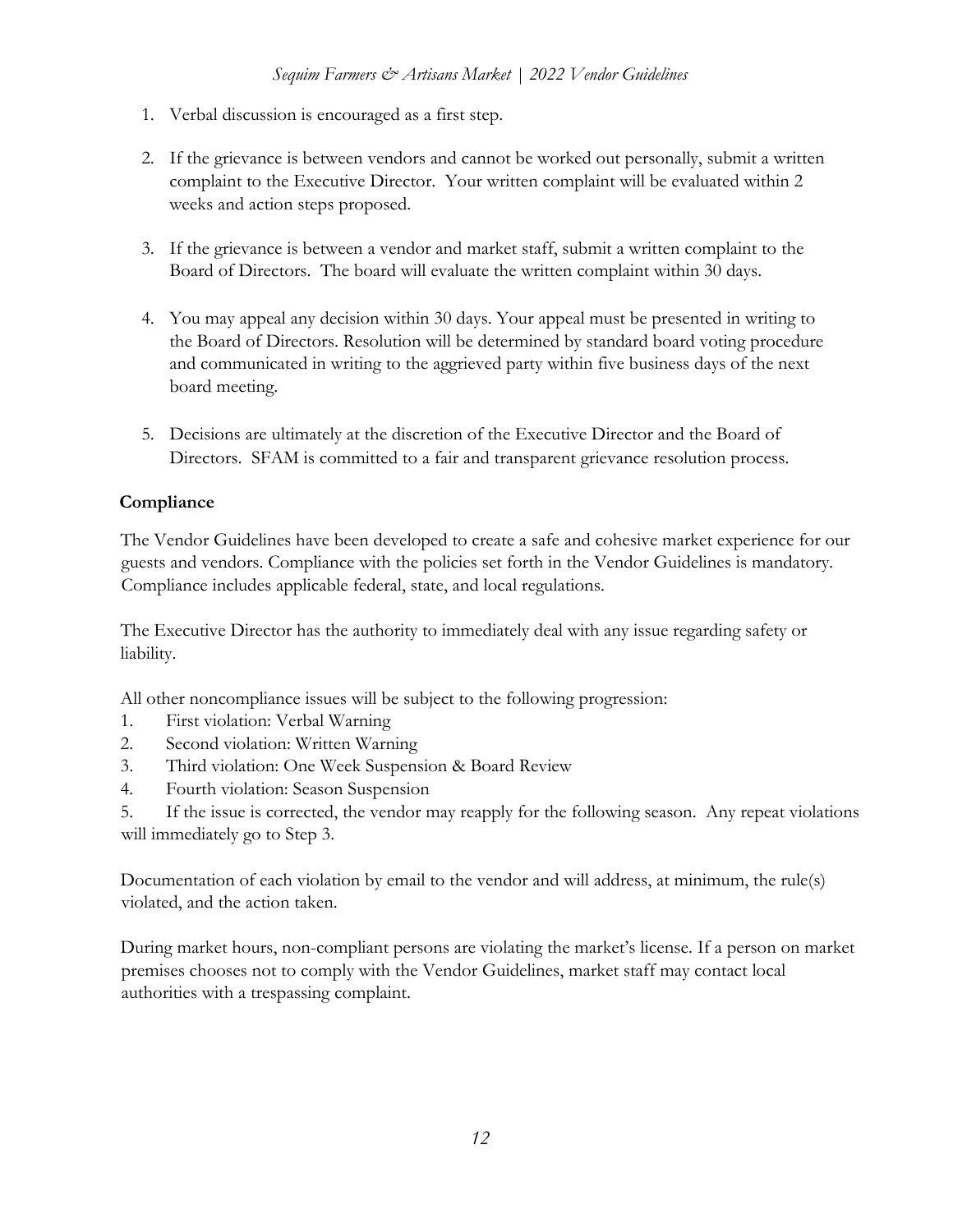1. Verbal discussion is encouraged as a first step.

2. If the grievance is between vendors and cannot be worked out personally, submit a written complaint to the Executive Director. Your written complaint will be evaluated within 2 weeks and action steps proposed.

3. If the grievance is between a vendor and market staff, submit a written complaint to the Board of Directors. The board will evaluate the written complaint within 30 days.

4. You may appeal any decision within 30 days. Your appeal must be presented in writing to the Board of Directors. Resolution will be determined by standard board voting procedure and communicated in writing to the aggrieved party within five business days of the next board meeting.

5. Decisions are ultimately at the discretion of the Executive Director and the Board of Directors. SFAM is committed to a fair and transparent grievance resolution process.

### Compliance

The Vendor Guidelines have been developed to create a safe and cohesive market experience for our guests and vendors. Compliance with the policies set forth in the Vendor Guidelines is mandatory. Compliance includes applicable federal, state, and local regulations.

The Executive Director has the authority to immediately deal with any issue regarding safety or liability.

All other noncompliance issues will be subject to the following progression:

1. First violation: Verbal Warning
2. Second violation: Written Warning
3. Third violation: One Week Suspension & Board Review
4. Fourth violation: Season Suspension
5. If the issue is corrected, the vendor may reapply for the following season. Any repeat violations will immediately go to Step 3.

Documentation of each violation by email to the vendor and will address, at minimum, the rule(s) violated, and the action taken.

During market hours, non-compliant persons are violating the market's license. If a person on market premises chooses not to comply with the Vendor Guidelines, market staff may contact local authorities with a trespassing complaint.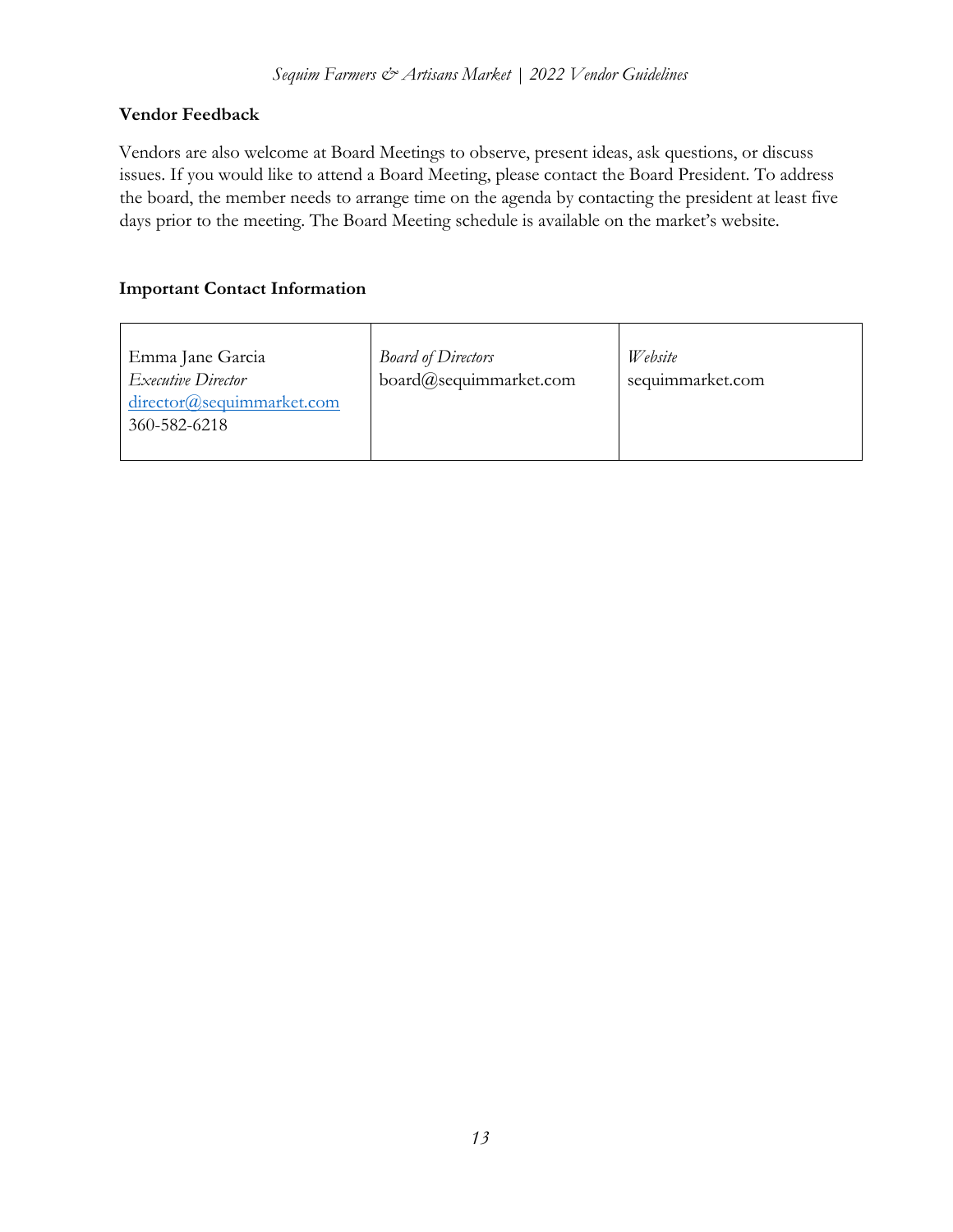### Vendor Feedback

Vendors are also welcome at Board Meetings to observe, present ideas, ask questions, or discuss issues. If you would like to attend a Board Meeting, please contact the Board President. To address the board, the member needs to arrange time on the agenda by contacting the president at least five days prior to the meeting. The Board Meeting schedule is available on the market's website.

### Important Contact Information

| | | |
|---|---|---|
| Emma Jane Garcia<br>*Executive Director*<br>director@sequimmarket.com<br>360-582-6218 | *Board of Directors*<br>board@sequimmarket.com | *Website*<br>sequimmarket.com |